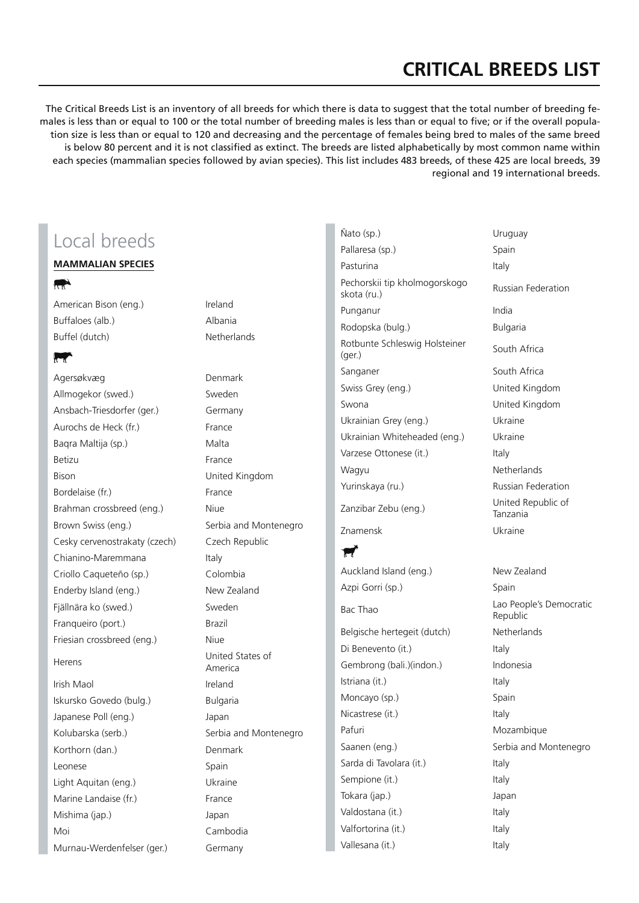# CRITICAL BREEDS LIST

The Critical Breeds List is an inventory of all breeds for which there is data to suggest that the total number of breeding females is less than or equal to 100 or the total number of breeding males is less than or equal to five; or if the overall population size is less than or equal to 120 and decreasing and the percentage of females being bred to males of the same breed is below 80 percent and it is not classified as extinct. The breeds are listed alphabetically by most common name within each species (mammalian species followed by avian species). This list includes 483 breeds, of these 425 are local breeds, 39 regional and 19 international breeds.

## Local breeds

### MAMMALIAN SPECIES

| Breed | Country |
|---|---|
| American Bison (eng.) | Ireland |
| Buffaloes (alb.) | Albania |
| Buffel (dutch) | Netherlands |

| Breed | Country |
|---|---|
| Agersøkvæg | Denmark |
| Allmogekor (swed.) | Sweden |
| Ansbach-Triesdorfer (ger.) | Germany |
| Aurochs de Heck (fr.) | France |
| Baqra Maltija (sp.) | Malta |
| Betizu | France |
| Bison | United Kingdom |
| Bordelaise (fr.) | France |
| Brahman crossbreed (eng.) | Niue |
| Brown Swiss (eng.) | Serbia and Montenegro |
| Cesky cervenostrakaty (czech) | Czech Republic |
| Chianino-Maremmana | Italy |
| Criollo Caqueteño (sp.) | Colombia |
| Enderby Island (eng.) | New Zealand |
| Fjällnära ko (swed.) | Sweden |
| Franqueiro (port.) | Brazil |
| Friesian crossbreed (eng.) | Niue |
| Herens | United States of America |
| Irish Maol | Ireland |
| Iskursko Govedo (bulg.) | Bulgaria |
| Japanese Poll (eng.) | Japan |
| Kolubarska (serb.) | Serbia and Montenegro |
| Korthorn (dan.) | Denmark |
| Leonese | Spain |
| Light Aquitan (eng.) | Ukraine |
| Marine Landaise (fr.) | France |
| Mishima (jap.) | Japan |
| Moi | Cambodia |
| Murnau-Werdenfelser (ger.) | Germany |
| Ñato (sp.) | Uruguay |
| Pallaresa (sp.) | Spain |
| Pasturina | Italy |
| Pechorskii tip kholmogorskogo skota (ru.) | Russian Federation |
| Punganur | India |
| Rodopska (bulg.) | Bulgaria |
| Rotbunte Schleswig Holsteiner (ger.) | South Africa |
| Sanganer | South Africa |
| Swiss Grey (eng.) | United Kingdom |
| Swona | United Kingdom |
| Ukrainian Grey (eng.) | Ukraine |
| Ukrainian Whiteheaded (eng.) | Ukraine |
| Varzese Ottonese (it.) | Italy |
| Wagyu | Netherlands |
| Yurinskaya (ru.) | Russian Federation |
| Zanzibar Zebu (eng.) | United Republic of Tanzania |
| Znamensk | Ukraine |

| Breed | Country |
|---|---|
| Auckland Island (eng.) | New Zealand |
| Azpi Gorri (sp.) | Spain |
| Bac Thao | Lao People's Democratic Republic |
| Belgische hertegeit (dutch) | Netherlands |
| Di Benevento (it.) | Italy |
| Gembrong (bali.)(indon.) | Indonesia |
| Istriana (it.) | Italy |
| Moncayo (sp.) | Spain |
| Nicastrese (it.) | Italy |
| Pafuri | Mozambique |
| Saanen (eng.) | Serbia and Montenegro |
| Sarda di Tavolara (it.) | Italy |
| Sempione (it.) | Italy |
| Tokara (jap.) | Japan |
| Valdostana (it.) | Italy |
| Valfortorina (it.) | Italy |
| Vallesana (it.) | Italy |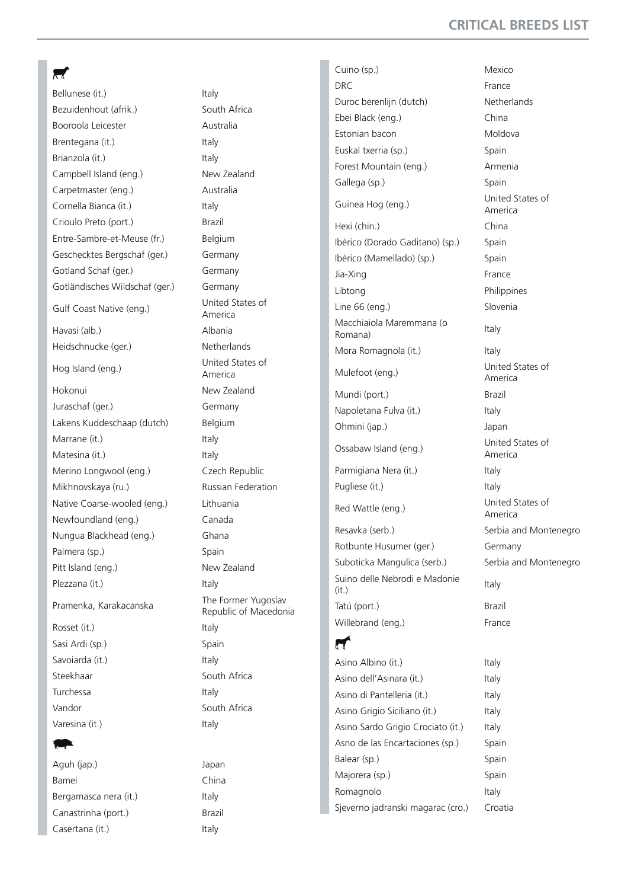| Breed | Country |
|---|---|
| Bellunese (it.) | Italy |
| Bezuidenhout (afrik.) | South Africa |
| Booroola Leicester | Australia |
| Brentegana (it.) | Italy |
| Brianzola (it.) | Italy |
| Campbell Island (eng.) | New Zealand |
| Carpetmaster (eng.) | Australia |
| Cornella Bianca (it.) | Italy |
| Crioulo Preto (port.) | Brazil |
| Entre-Sambre-et-Meuse (fr.) | Belgium |
| Geschecktes Bergschaf (ger.) | Germany |
| Gotland Schaf (ger.) | Germany |
| Gotländisches Wildschaf (ger.) | Germany |
| Gulf Coast Native (eng.) | United States of America |
| Havasi (alb.) | Albania |
| Heidschnucke (ger.) | Netherlands |
| Hog Island (eng.) | United States of America |
| Hokonui | New Zealand |
| Juraschaf (ger.) | Germany |
| Lakens Kuddeschaap (dutch) | Belgium |
| Marrane (it.) | Italy |
| Matesina (it.) | Italy |
| Merino Longwool (eng.) | Czech Republic |
| Mikhnovskaya (ru.) | Russian Federation |
| Native Coarse-wooled (eng.) | Lithuania |
| Newfoundland (eng.) | Canada |
| Nungua Blackhead (eng.) | Ghana |
| Palmera (sp.) | Spain |
| Pitt Island (eng.) | New Zealand |
| Plezzana (it.) | Italy |
| Pramenka, Karakacanska | The Former Yugoslav Republic of Macedonia |
| Rosset (it.) | Italy |
| Sasi Ardi (sp.) | Spain |
| Savoiarda (it.) | Italy |
| Steekhaar | South Africa |
| Turchessa | Italy |
| Vandor | South Africa |
| Varesina (it.) | Italy |

| Breed | Country |
|---|---|
| Aguh (jap.) | Japan |
| Bamei | China |
| Bergamasca nera (it.) | Italy |
| Canastrinha (port.) | Brazil |
| Casertana (it.) | Italy |
| Cuino (sp.) | Mexico |
| DRC | France |
| Duroc berenlijn (dutch) | Netherlands |
| Ebei Black (eng.) | China |
| Estonian bacon | Moldova |
| Euskal txerria (sp.) | Spain |
| Forest Mountain (eng.) | Armenia |
| Gallega (sp.) | Spain |
| Guinea Hog (eng.) | United States of America |
| Hexi (chin.) | China |
| Ibérico (Dorado Gaditano) (sp.) | Spain |
| Ibérico (Mamellado) (sp.) | Spain |
| Jia-Xing | France |
| Libtong | Philippines |
| Line 66 (eng.) | Slovenia |
| Macchiaiola Maremmana (o Romana) | Italy |
| Mora Romagnola (it.) | Italy |
| Mulefoot (eng.) | United States of America |
| Mundi (port.) | Brazil |
| Napoletana Fulva (it.) | Italy |
| Ohmini (jap.) | Japan |
| Ossabaw Island (eng.) | United States of America |
| Parmigiana Nera (it.) | Italy |
| Pugliese (it.) | Italy |
| Red Wattle (eng.) | United States of America |
| Resavka (serb.) | Serbia and Montenegro |
| Rotbunte Husumer (ger.) | Germany |
| Suboticka Mangulica (serb.) | Serbia and Montenegro |
| Suino delle Nebrodi e Madonie (it.) | Italy |
| Tatú (port.) | Brazil |
| Willebrand (eng.) | France |

| Breed | Country |
|---|---|
| Asino Albino (it.) | Italy |
| Asino dell'Asinara (it.) | Italy |
| Asino di Pantelleria (it.) | Italy |
| Asino Grigio Siciliano (it.) | Italy |
| Asino Sardo Grigio Crociato (it.) | Italy |
| Asno de las Encartaciones (sp.) | Spain |
| Balear (sp.) | Spain |
| Majorera (sp.) | Spain |
| Romagnolo | Italy |
| Sjeverno jadranski magarac (cro.) | Croatia |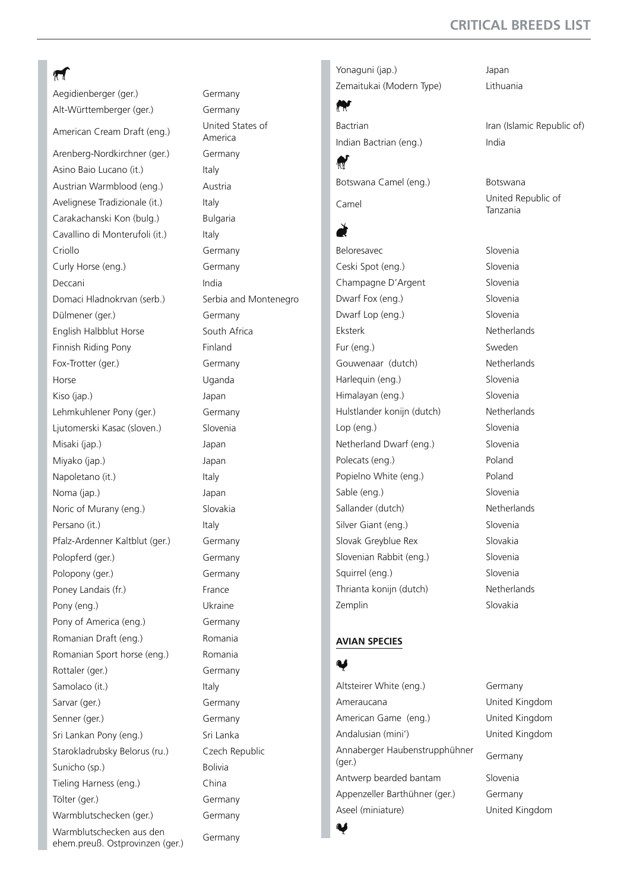| | |
|---|---|
| Aegidienberger (ger.) | Germany |
| Alt-Württemberger (ger.) | Germany |
| American Cream Draft (eng.) | United States of America |
| Arenberg-Nordkirchner (ger.) | Germany |
| Asino Baio Lucano (it.) | Italy |
| Austrian Warmblood (eng.) | Austria |
| Avelignese Tradizionale (it.) | Italy |
| Carakachanski Kon (bulg.) | Bulgaria |
| Cavallino di Monterufoli (it.) | Italy |
| Criollo | Germany |
| Curly Horse (eng.) | Germany |
| Deccani | India |
| Domaci Hladnokrvan (serb.) | Serbia and Montenegro |
| Dülmener (ger.) | Germany |
| English Halbblut Horse | South Africa |
| Finnish Riding Pony | Finland |
| Fox-Trotter (ger.) | Germany |
| Horse | Uganda |
| Kiso (jap.) | Japan |
| Lehmkuhlener Pony (ger.) | Germany |
| Ljutomerski Kasac (sloven.) | Slovenia |
| Misaki (jap.) | Japan |
| Miyako (jap.) | Japan |
| Napoletano (it.) | Italy |
| Noma (jap.) | Japan |
| Noric of Murany (eng.) | Slovakia |
| Persano (it.) | Italy |
| Pfalz-Ardenner Kaltblut (ger.) | Germany |
| Polopferd (ger.) | Germany |
| Polopony (ger.) | Germany |
| Poney Landais (fr.) | France |
| Pony (eng.) | Ukraine |
| Pony of America (eng.) | Germany |
| Romanian Draft (eng.) | Romania |
| Romanian Sport horse (eng.) | Romania |
| Rottaler (ger.) | Germany |
| Samolaco (it.) | Italy |
| Sarvar (ger.) | Germany |
| Senner (ger.) | Germany |
| Sri Lankan Pony (eng.) | Sri Lanka |
| Starokladrubsky Belorus (ru.) | Czech Republic |
| Sunicho (sp.) | Bolivia |
| Tieling Harness (eng.) | China |
| Tölter (ger.) | Germany |
| Warmblutschecken (ger.) | Germany |
| Warmblutschecken aus den ehem.preuß. Ostprovinzen (ger.) | Germany |
| Yonaguni (jap.) | Japan |
| Zemaitukai (Modern Type) | Lithuania |

| | |
|---|---|
| Bactrian | Iran (Islamic Republic of) |
| Indian Bactrian (eng.) | India |

| | |
|---|---|
| Botswana Camel (eng.) | Botswana |
| Camel | United Republic of Tanzania |

| | |
|---|---|
| Beloresavec | Slovenia |
| Ceski Spot (eng.) | Slovenia |
| Champagne D'Argent | Slovenia |
| Dwarf Fox (eng.) | Slovenia |
| Dwarf Lop (eng.) | Slovenia |
| Eksterk | Netherlands |
| Fur (eng.) | Sweden |
| Gouwenaar (dutch) | Netherlands |
| Harlequin (eng.) | Slovenia |
| Himalayan (eng.) | Slovenia |
| Hulstlander konijn (dutch) | Netherlands |
| Lop (eng.) | Slovenia |
| Netherland Dwarf (eng.) | Slovenia |
| Polecats (eng.) | Poland |
| Popielno White (eng.) | Poland |
| Sable (eng.) | Slovenia |
| Sallander (dutch) | Netherlands |
| Silver Giant (eng.) | Slovenia |
| Slovak Greyblue Rex | Slovakia |
| Slovenian Rabbit (eng.) | Slovenia |
| Squirrel (eng.) | Slovenia |
| Thrianta konijn (dutch) | Netherlands |
| Zemplin | Slovakia |

## AVIAN SPECIES

| | |
|---|---|
| Altsteirer White (eng.) | Germany |
| Ameraucana | United Kingdom |
| American Game (eng.) | United Kingdom |
| Andalusian (mini') | United Kingdom |
| Annaberger Haubenstrupphühner (ger.) | Germany |
| Antwerp bearded bantam | Slovenia |
| Appenzeller Barthühner (ger.) | Germany |
| Aseel (miniature) | United Kingdom |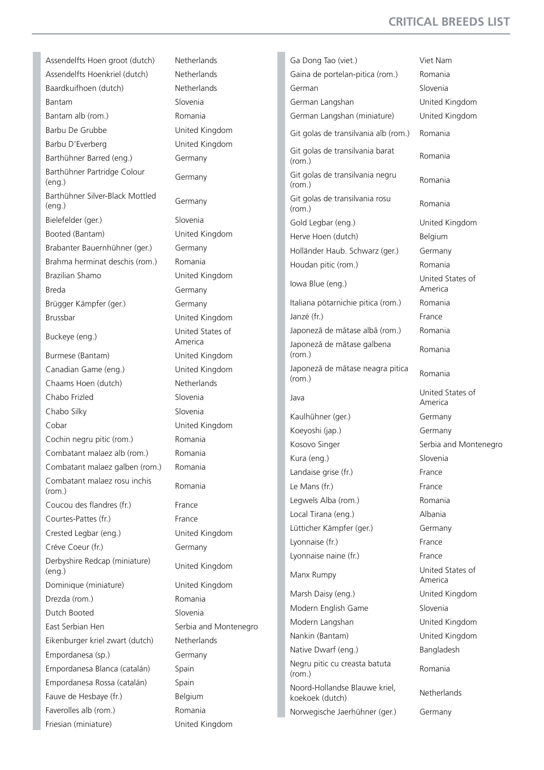| Breed | Country |
|---|---|
| Assendelfts Hoen groot (dutch) | Netherlands |
| Assendelfts Hoenkriel (dutch) | Netherlands |
| Baardkuifhoen (dutch) | Netherlands |
| Bantam | Slovenia |
| Bantam alb (rom.) | Romania |
| Barbu De Grubbe | United Kingdom |
| Barbu D'Everberg | United Kingdom |
| Barthühner Barred (eng.) | Germany |
| Barthühner Partridge Colour (eng.) | Germany |
| Barthühner Silver-Black Mottled (eng.) | Germany |
| Bielefelder (ger.) | Slovenia |
| Booted (Bantam) | United Kingdom |
| Brabanter Bauernhühner (ger.) | Germany |
| Brahma herminat deschis (rom.) | Romania |
| Brazilian Shamo | United Kingdom |
| Breda | Germany |
| Brügger Kämpfer (ger.) | Germany |
| Brussbar | United Kingdom |
| Buckeye (eng.) | United States of America |
| Burmese (Bantam) | United Kingdom |
| Canadian Game (eng.) | United Kingdom |
| Chaams Hoen (dutch) | Netherlands |
| Chabo Frizled | Slovenia |
| Chabo Silky | Slovenia |
| Cobar | United Kingdom |
| Cochin negru pitic (rom.) | Romania |
| Combatant malaez alb (rom.) | Romania |
| Combatant malaez galben (rom.) | Romania |
| Combatant malaez rosu inchis (rom.) | Romania |
| Coucou des flandres (fr.) | France |
| Courtes-Pattes (fr.) | France |
| Crested Legbar (eng.) | United Kingdom |
| Créve Coeur (fr.) | Germany |
| Derbyshire Redcap (miniature) (eng.) | United Kingdom |
| Dominique (miniature) | United Kingdom |
| Drezda (rom.) | Romania |
| Dutch Booted | Slovenia |
| East Serbian Hen | Serbia and Montenegro |
| Eikenburger kriel zwart (dutch) | Netherlands |
| Empordanesa (sp.) | Germany |
| Empordanesa Blanca (catalán) | Spain |
| Empordanesa Rossa (catalán) | Spain |
| Fauve de Hesbaye (fr.) | Belgium |
| Faverolles alb (rom.) | Romania |
| Friesian (miniature) | United Kingdom |
| Ga Dong Tao (viet.) | Viet Nam |
| Gaina de portelan-pitica (rom.) | Romania |
| German | Slovenia |
| German Langshan | United Kingdom |
| German Langshan (miniature) | United Kingdom |
| Git golas de transilvania alb (rom.) | Romania |
| Git golas de transilvania barat (rom.) | Romania |
| Git golas de transilvania negru (rom.) | Romania |
| Git golas de transilvania rosu (rom.) | Romania |
| Gold Legbar (eng.) | United Kingdom |
| Herve Hoen (dutch) | Belgium |
| Holländer Haub. Schwarz (ger.) | Germany |
| Houdan pitic (rom.) | Romania |
| Iowa Blue (eng.) | United States of America |
| Italiana pòtarnichie pitica (rom.) | Romania |
| Janzé (fr.) | France |
| Japoneză de mătase albă (rom.) | Romania |
| Japoneză de mătase galbena (rom.) | Romania |
| Japoneză de mătase neagra pitica (rom.) | Romania |
| Java | United States of America |
| Kaulhühner (ger.) | Germany |
| Koeyoshi (jap.) | Germany |
| Kosovo Singer | Serbia and Montenegro |
| Kura (eng.) | Slovenia |
| Landaise grise (fr.) | France |
| Le Mans (fr.) | France |
| Legwels Alba (rom.) | Romania |
| Local Tirana (eng.) | Albania |
| Lütticher Kämpfer (ger.) | Germany |
| Lyonnaise (fr.) | France |
| Lyonnaise naine (fr.) | France |
| Manx Rumpy | United States of America |
| Marsh Daisy (eng.) | United Kingdom |
| Modern English Game | Slovenia |
| Modern Langshan | United Kingdom |
| Nankin (Bantam) | United Kingdom |
| Native Dwarf (eng.) | Bangladesh |
| Negru pitic cu creasta batuta (rom.) | Romania |
| Noord-Hollandse Blauwe kriel, koekoek (dutch) | Netherlands |
| Norwegische Jaerhühner (ger.) | Germany |